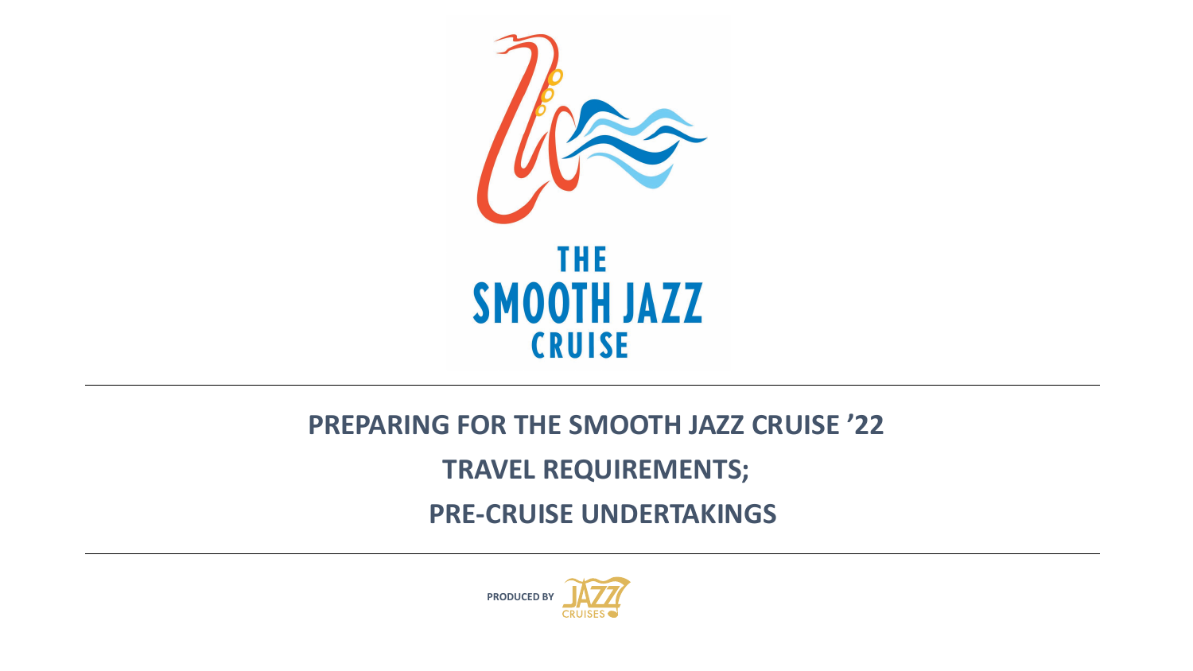# THE SMOOTH JAZZ CRUISE

---

## PREPARING FOR THE SMOOTH JAZZ CRUISE '22

## TRAVEL REQUIREMENTS;

## PRE-CRUISE UNDERTAKINGS

---

PRODUCED BY JAZZ CRUISES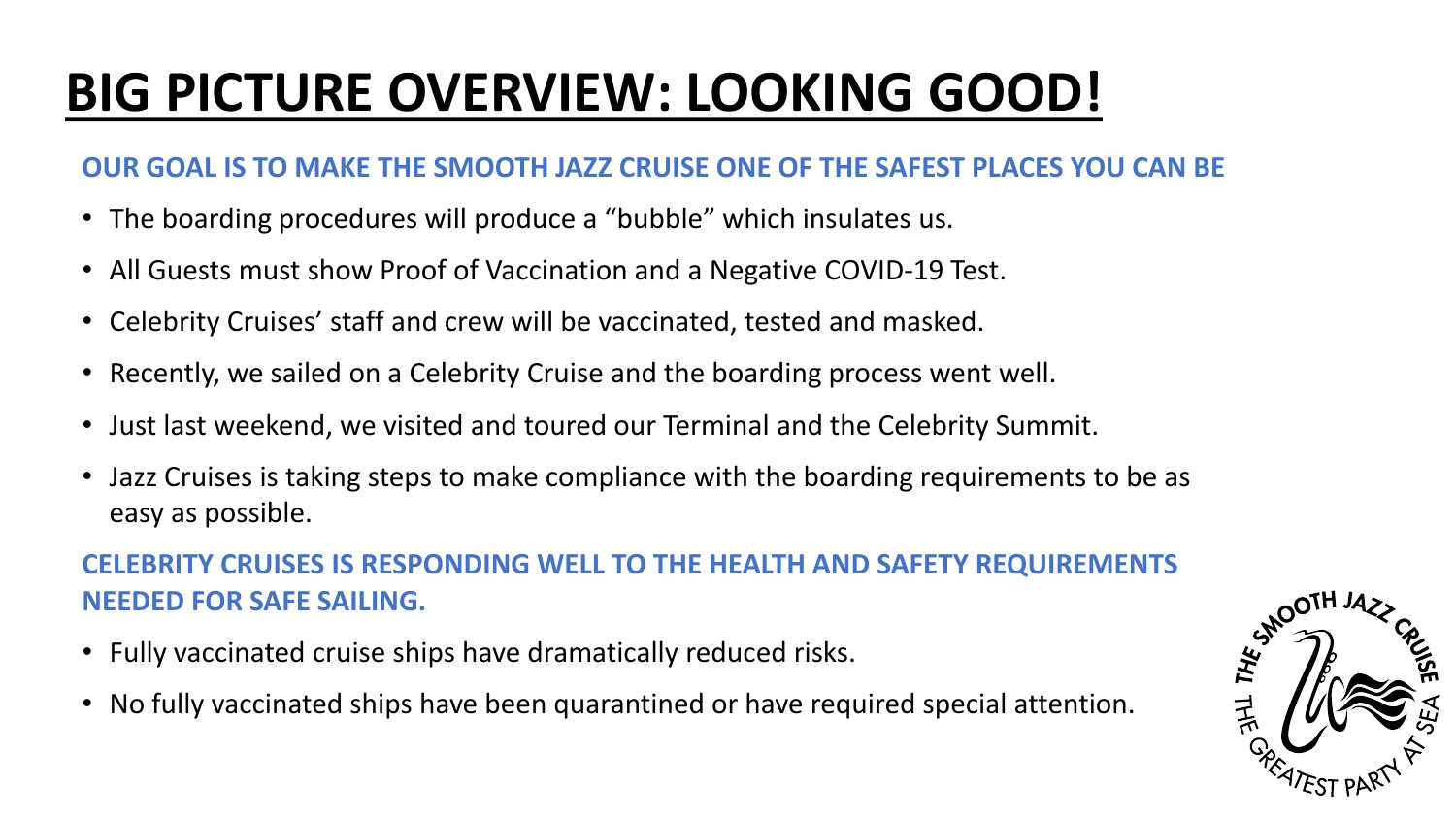# BIG PICTURE OVERVIEW: LOOKING GOOD!

**OUR GOAL IS TO MAKE THE SMOOTH JAZZ CRUISE ONE OF THE SAFEST PLACES YOU CAN BE**

- The boarding procedures will produce a "bubble" which insulates us.
- All Guests must show Proof of Vaccination and a Negative COVID-19 Test.
- Celebrity Cruises' staff and crew will be vaccinated, tested and masked.
- Recently, we sailed on a Celebrity Cruise and the boarding process went well.
- Just last weekend, we visited and toured our Terminal and the Celebrity Summit.
- Jazz Cruises is taking steps to make compliance with the boarding requirements to be as easy as possible.

**CELEBRITY CRUISES IS RESPONDING WELL TO THE HEALTH AND SAFETY REQUIREMENTS NEEDED FOR SAFE SAILING.**

- Fully vaccinated cruise ships have dramatically reduced risks.
- No fully vaccinated ships have been quarantined or have required special attention.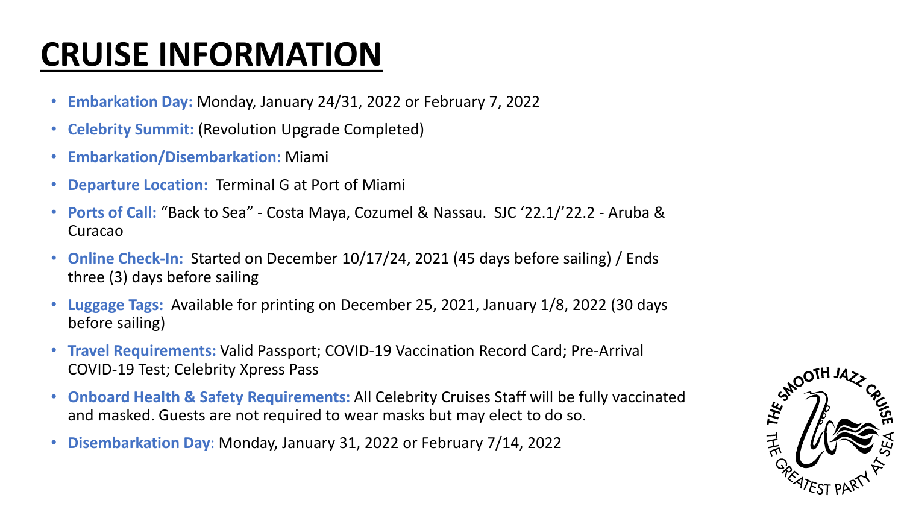# CRUISE INFORMATION

- **Embarkation Day:** Monday, January 24/31, 2022 or February 7, 2022
- **Celebrity Summit:** (Revolution Upgrade Completed)
- **Embarkation/Disembarkation:** Miami
- **Departure Location:** Terminal G at Port of Miami
- **Ports of Call:** "Back to Sea" - Costa Maya, Cozumel & Nassau. SJC '22.1/'22.2 - Aruba & Curacao
- **Online Check-In:** Started on December 10/17/24, 2021 (45 days before sailing) / Ends three (3) days before sailing
- **Luggage Tags:** Available for printing on December 25, 2021, January 1/8, 2022 (30 days before sailing)
- **Travel Requirements:** Valid Passport; COVID-19 Vaccination Record Card; Pre-Arrival COVID-19 Test; Celebrity Xpress Pass
- **Onboard Health & Safety Requirements:** All Celebrity Cruises Staff will be fully vaccinated and masked. Guests are not required to wear masks but may elect to do so.
- **Disembarkation Day**: Monday, January 31, 2022 or February 7/14, 2022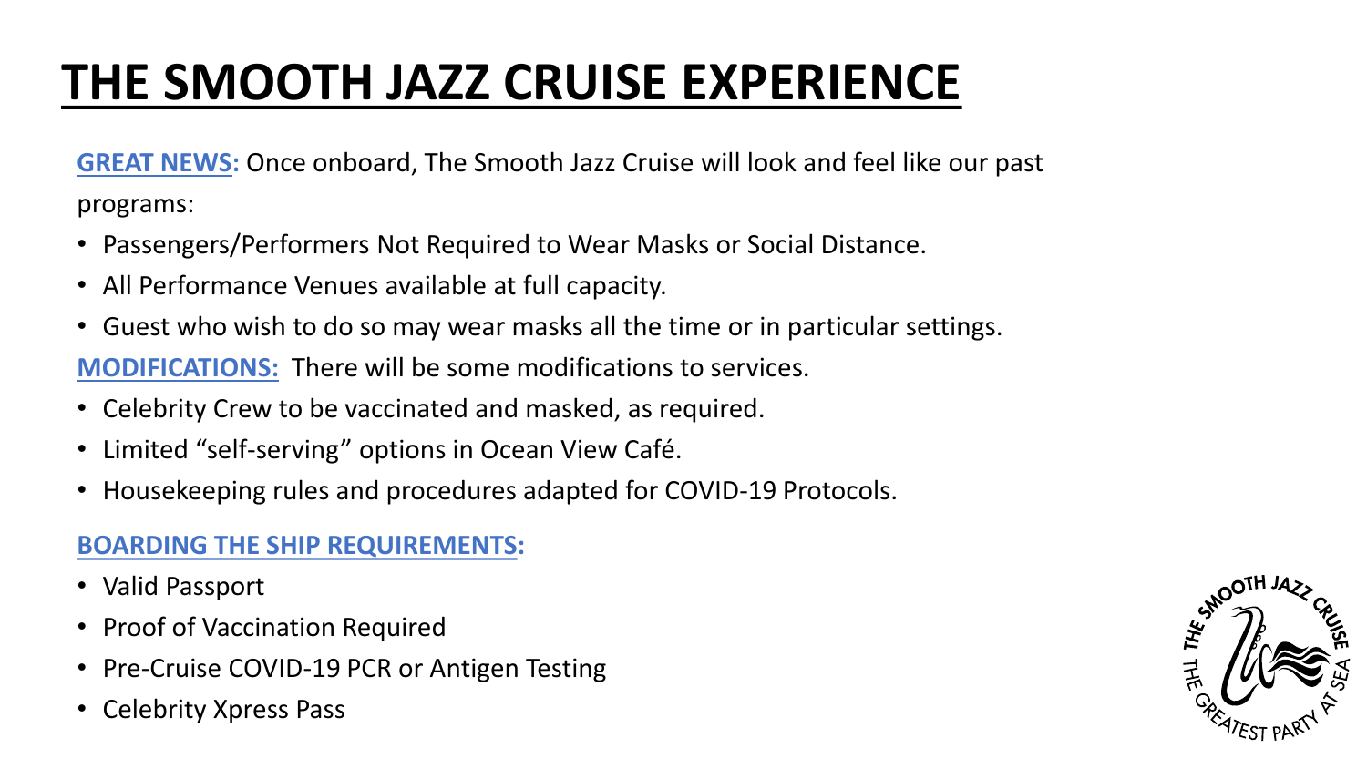# THE SMOOTH JAZZ CRUISE EXPERIENCE

**GREAT NEWS:** Once onboard, The Smooth Jazz Cruise will look and feel like our past programs:

- Passengers/Performers Not Required to Wear Masks or Social Distance.
- All Performance Venues available at full capacity.
- Guest who wish to do so may wear masks all the time or in particular settings.

**MODIFICATIONS:** There will be some modifications to services.

- Celebrity Crew to be vaccinated and masked, as required.
- Limited "self-serving" options in Ocean View Café.
- Housekeeping rules and procedures adapted for COVID-19 Protocols.

**BOARDING THE SHIP REQUIREMENTS:**

- Valid Passport
- Proof of Vaccination Required
- Pre-Cruise COVID-19 PCR or Antigen Testing
- Celebrity Xpress Pass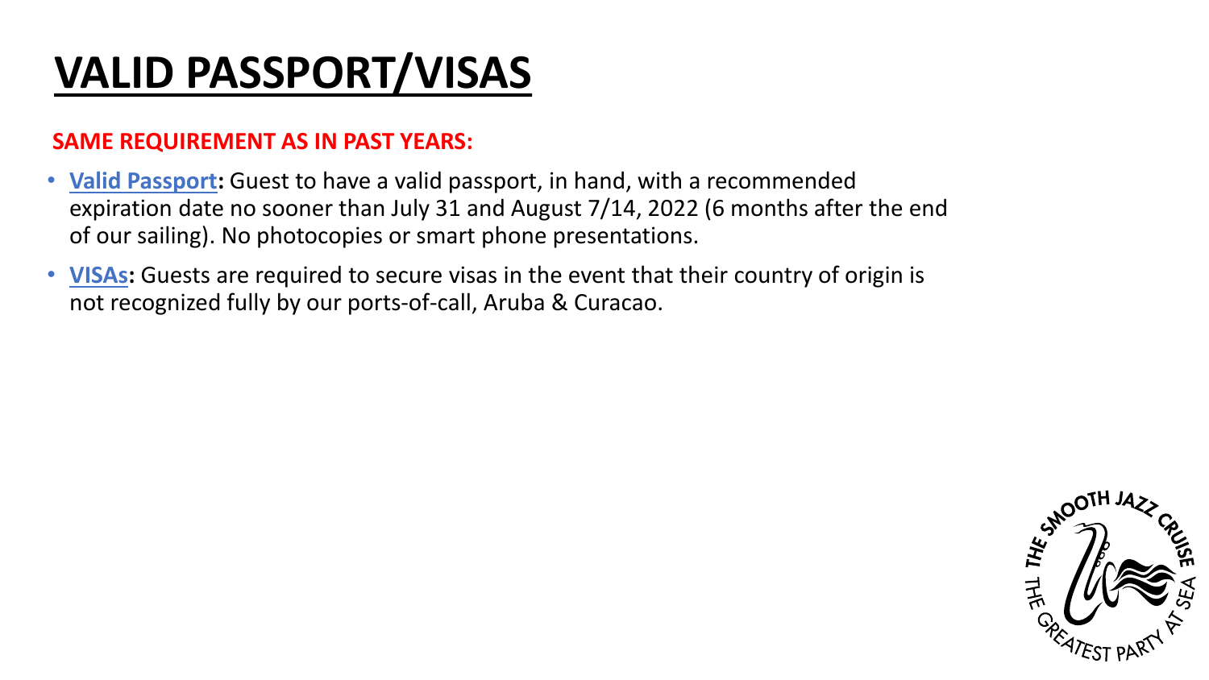# VALID PASSPORT/VISAS

**SAME REQUIREMENT AS IN PAST YEARS:**

- **Valid Passport:** Guest to have a valid passport, in hand, with a recommended expiration date no sooner than July 31 and August 7/14, 2022 (6 months after the end of our sailing). No photocopies or smart phone presentations.
- **VISAs:** Guests are required to secure visas in the event that their country of origin is not recognized fully by our ports-of-call, Aruba & Curacao.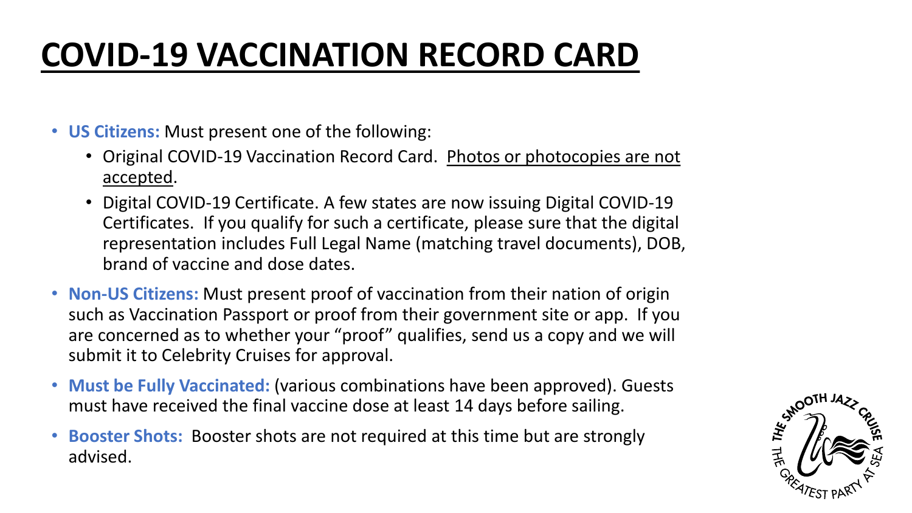# COVID-19 VACCINATION RECORD CARD

- **US Citizens:** Must present one of the following:
  - Original COVID-19 Vaccination Record Card. Photos or photocopies are not accepted.
  - Digital COVID-19 Certificate. A few states are now issuing Digital COVID-19 Certificates. If you qualify for such a certificate, please sure that the digital representation includes Full Legal Name (matching travel documents), DOB, brand of vaccine and dose dates.
- **Non-US Citizens:** Must present proof of vaccination from their nation of origin such as Vaccination Passport or proof from their government site or app. If you are concerned as to whether your "proof" qualifies, send us a copy and we will submit it to Celebrity Cruises for approval.
- **Must be Fully Vaccinated:** (various combinations have been approved). Guests must have received the final vaccine dose at least 14 days before sailing.
- **Booster Shots:** Booster shots are not required at this time but are strongly advised.

THE SMOOTH JAZZ CRUISE
THE GREATEST PARTY AT SEA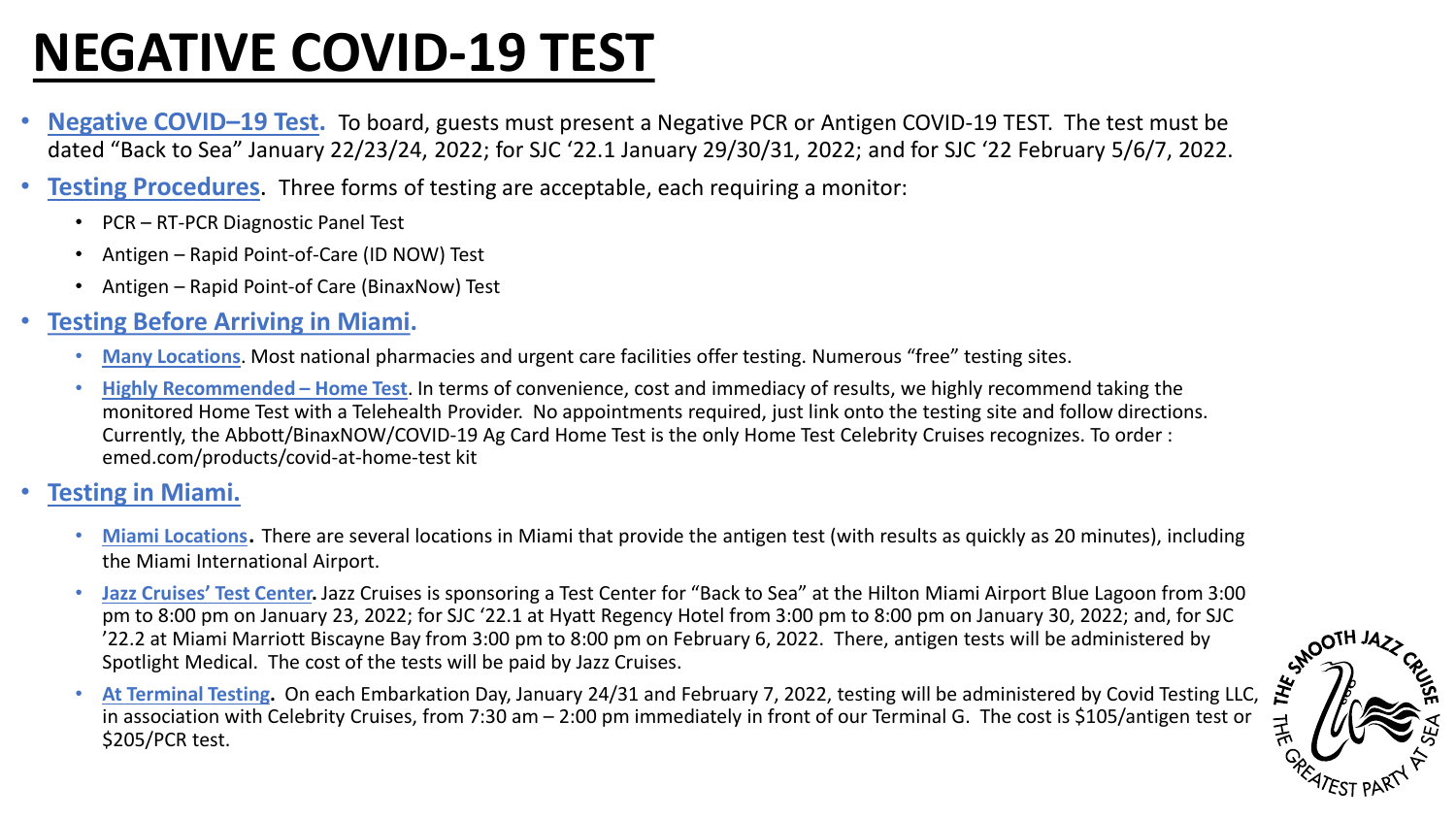# NEGATIVE COVID-19 TEST

- **Negative COVID–19 Test.** To board, guests must present a Negative PCR or Antigen COVID-19 TEST. The test must be dated "Back to Sea" January 22/23/24, 2022; for SJC '22.1 January 29/30/31, 2022; and for SJC '22 February 5/6/7, 2022.
- **Testing Procedures**. Three forms of testing are acceptable, each requiring a monitor:
  - PCR – RT-PCR Diagnostic Panel Test
  - Antigen – Rapid Point-of-Care (ID NOW) Test
  - Antigen – Rapid Point-of Care (BinaxNow) Test
- **Testing Before Arriving in Miami.**
  - **Many Locations**. Most national pharmacies and urgent care facilities offer testing. Numerous "free" testing sites.
  - **Highly Recommended – Home Test**. In terms of convenience, cost and immediacy of results, we highly recommend taking the monitored Home Test with a Telehealth Provider. No appointments required, just link onto the testing site and follow directions. Currently, the Abbott/BinaxNOW/COVID-19 Ag Card Home Test is the only Home Test Celebrity Cruises recognizes. To order : emed.com/products/covid-at-home-test kit
- **Testing in Miami.**
  - **Miami Locations.** There are several locations in Miami that provide the antigen test (with results as quickly as 20 minutes), including the Miami International Airport.
  - **Jazz Cruises' Test Center.** Jazz Cruises is sponsoring a Test Center for "Back to Sea" at the Hilton Miami Airport Blue Lagoon from 3:00 pm to 8:00 pm on January 23, 2022; for SJC '22.1 at Hyatt Regency Hotel from 3:00 pm to 8:00 pm on January 30, 2022; and, for SJC '22.2 at Miami Marriott Biscayne Bay from 3:00 pm to 8:00 pm on February 6, 2022. There, antigen tests will be administered by Spotlight Medical. The cost of the tests will be paid by Jazz Cruises.
  - **At Terminal Testing.** On each Embarkation Day, January 24/31 and February 7, 2022, testing will be administered by Covid Testing LLC, in association with Celebrity Cruises, from 7:30 am – 2:00 pm immediately in front of our Terminal G. The cost is $105/antigen test or $205/PCR test.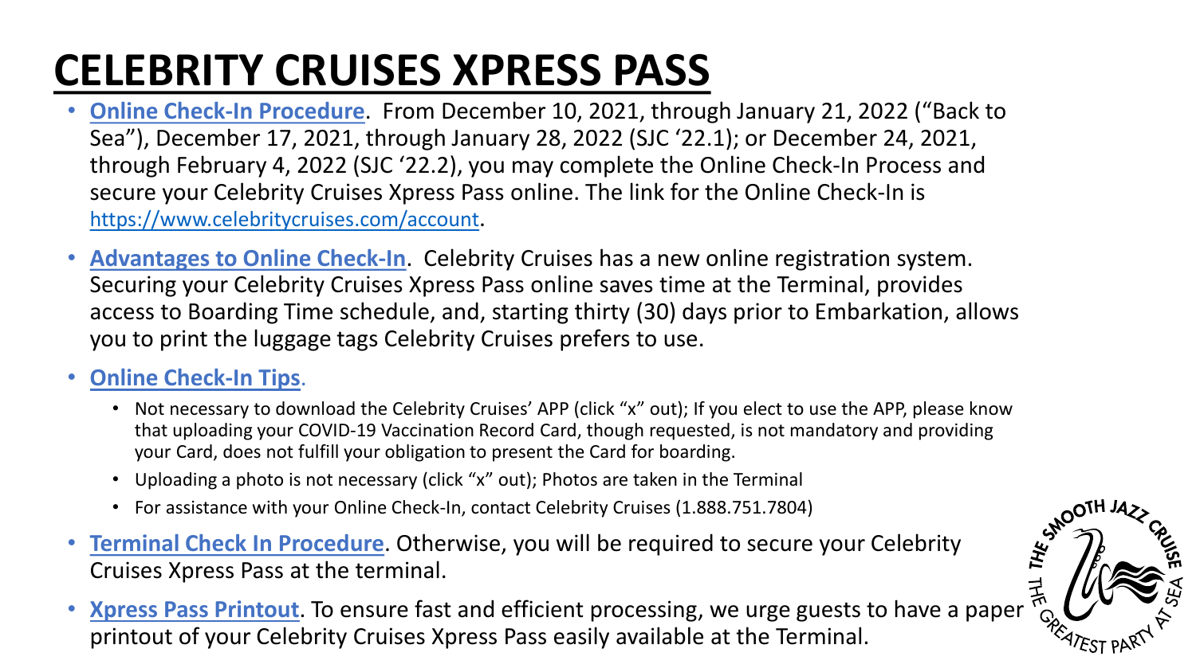# CELEBRITY CRUISES XPRESS PASS

- **Online Check-In Procedure**. From December 10, 2021, through January 21, 2022 ("Back to Sea"), December 17, 2021, through January 28, 2022 (SJC '22.1); or December 24, 2021, through February 4, 2022 (SJC '22.2), you may complete the Online Check-In Process and secure your Celebrity Cruises Xpress Pass online. The link for the Online Check-In is https://www.celebritycruises.com/account.
- **Advantages to Online Check-In**. Celebrity Cruises has a new online registration system. Securing your Celebrity Cruises Xpress Pass online saves time at the Terminal, provides access to Boarding Time schedule, and, starting thirty (30) days prior to Embarkation, allows you to print the luggage tags Celebrity Cruises prefers to use.
- **Online Check-In Tips**.
  - Not necessary to download the Celebrity Cruises' APP (click "x" out); If you elect to use the APP, please know that uploading your COVID-19 Vaccination Record Card, though requested, is not mandatory and providing your Card, does not fulfill your obligation to present the Card for boarding.
  - Uploading a photo is not necessary (click "x" out); Photos are taken in the Terminal
  - For assistance with your Online Check-In, contact Celebrity Cruises (1.888.751.7804)
- **Terminal Check In Procedure**. Otherwise, you will be required to secure your Celebrity Cruises Xpress Pass at the terminal.
- **Xpress Pass Printout**. To ensure fast and efficient processing, we urge guests to have a paper printout of your Celebrity Cruises Xpress Pass easily available at the Terminal.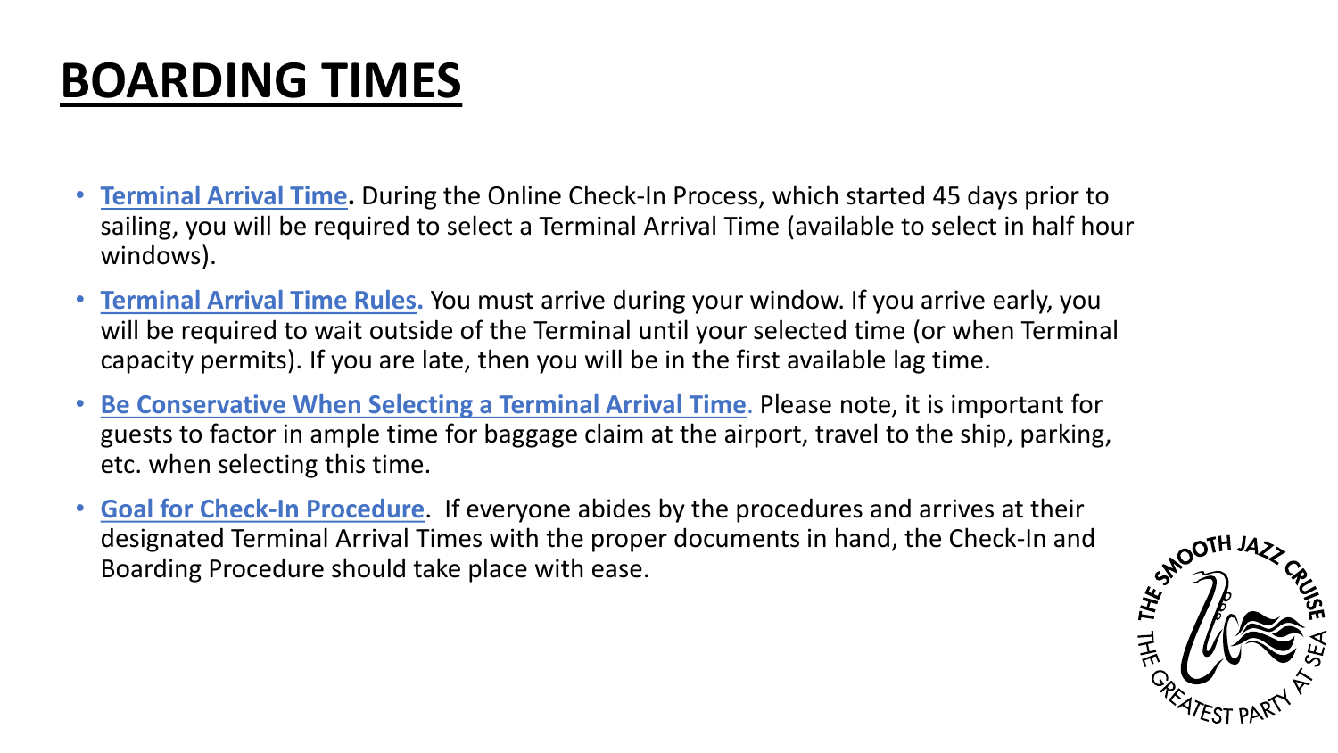# BOARDING TIMES

- **Terminal Arrival Time.** During the Online Check-In Process, which started 45 days prior to sailing, you will be required to select a Terminal Arrival Time (available to select in half hour windows).
- **Terminal Arrival Time Rules.** You must arrive during your window. If you arrive early, you will be required to wait outside of the Terminal until your selected time (or when Terminal capacity permits). If you are late, then you will be in the first available lag time.
- **Be Conservative When Selecting a Terminal Arrival Time**. Please note, it is important for guests to factor in ample time for baggage claim at the airport, travel to the ship, parking, etc. when selecting this time.
- **Goal for Check-In Procedure**. If everyone abides by the procedures and arrives at their designated Terminal Arrival Times with the proper documents in hand, the Check-In and Boarding Procedure should take place with ease.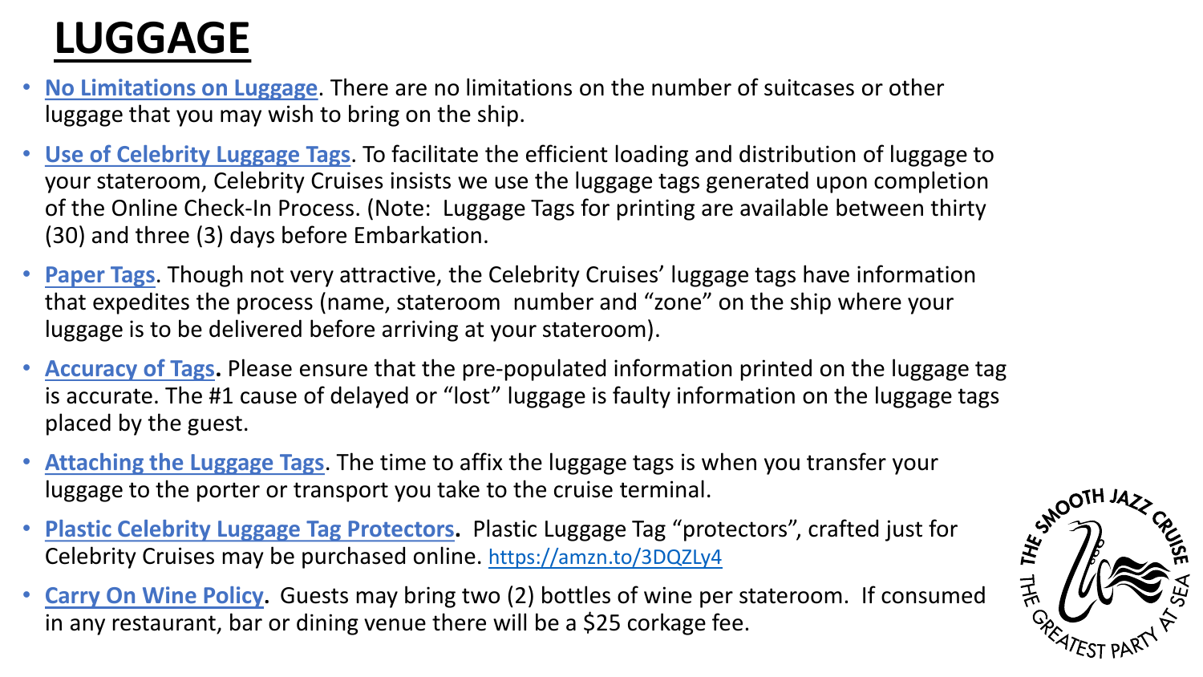# LUGGAGE

- **No Limitations on Luggage**. There are no limitations on the number of suitcases or other luggage that you may wish to bring on the ship.
- **Use of Celebrity Luggage Tags**. To facilitate the efficient loading and distribution of luggage to your stateroom, Celebrity Cruises insists we use the luggage tags generated upon completion of the Online Check-In Process. (Note: Luggage Tags for printing are available between thirty (30) and three (3) days before Embarkation.
- **Paper Tags**. Though not very attractive, the Celebrity Cruises' luggage tags have information that expedites the process (name, stateroom number and "zone" on the ship where your luggage is to be delivered before arriving at your stateroom).
- **Accuracy of Tags.** Please ensure that the pre-populated information printed on the luggage tag is accurate. The #1 cause of delayed or "lost" luggage is faulty information on the luggage tags placed by the guest.
- **Attaching the Luggage Tags**. The time to affix the luggage tags is when you transfer your luggage to the porter or transport you take to the cruise terminal.
- **Plastic Celebrity Luggage Tag Protectors.** Plastic Luggage Tag "protectors", crafted just for Celebrity Cruises may be purchased online. https://amzn.to/3DQZLy4
- **Carry On Wine Policy.** Guests may bring two (2) bottles of wine per stateroom. If consumed in any restaurant, bar or dining venue there will be a $25 corkage fee.

THE SMOOTH JAZZ CRUISE
THE GREATEST PARTY AT SEA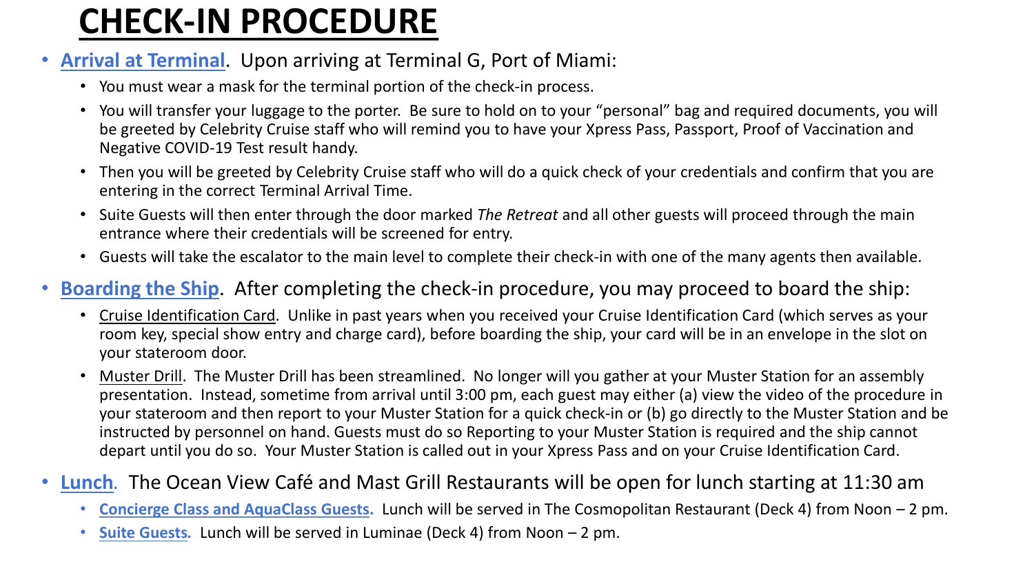# CHECK-IN PROCEDURE

- **Arrival at Terminal**. Upon arriving at Terminal G, Port of Miami:
  - You must wear a mask for the terminal portion of the check-in process.
  - You will transfer your luggage to the porter. Be sure to hold on to your "personal" bag and required documents, you will be greeted by Celebrity Cruise staff who will remind you to have your Xpress Pass, Passport, Proof of Vaccination and Negative COVID-19 Test result handy.
  - Then you will be greeted by Celebrity Cruise staff who will do a quick check of your credentials and confirm that you are entering in the correct Terminal Arrival Time.
  - Suite Guests will then enter through the door marked *The Retreat* and all other guests will proceed through the main entrance where their credentials will be screened for entry.
  - Guests will take the escalator to the main level to complete their check-in with one of the many agents then available.
- **Boarding the Ship**. After completing the check-in procedure, you may proceed to board the ship:
  - Cruise Identification Card. Unlike in past years when you received your Cruise Identification Card (which serves as your room key, special show entry and charge card), before boarding the ship, your card will be in an envelope in the slot on your stateroom door.
  - Muster Drill. The Muster Drill has been streamlined. No longer will you gather at your Muster Station for an assembly presentation. Instead, sometime from arrival until 3:00 pm, each guest may either (a) view the video of the procedure in your stateroom and then report to your Muster Station for a quick check-in or (b) go directly to the Muster Station and be instructed by personnel on hand. Guests must do so Reporting to your Muster Station is required and the ship cannot depart until you do so. Your Muster Station is called out in your Xpress Pass and on your Cruise Identification Card.
- **Lunch**. The Ocean View Café and Mast Grill Restaurants will be open for lunch starting at 11:30 am
  - **Concierge Class and AquaClass Guests.** Lunch will be served in The Cosmopolitan Restaurant (Deck 4) from Noon – 2 pm.
  - **Suite Guests.** Lunch will be served in Luminae (Deck 4) from Noon – 2 pm.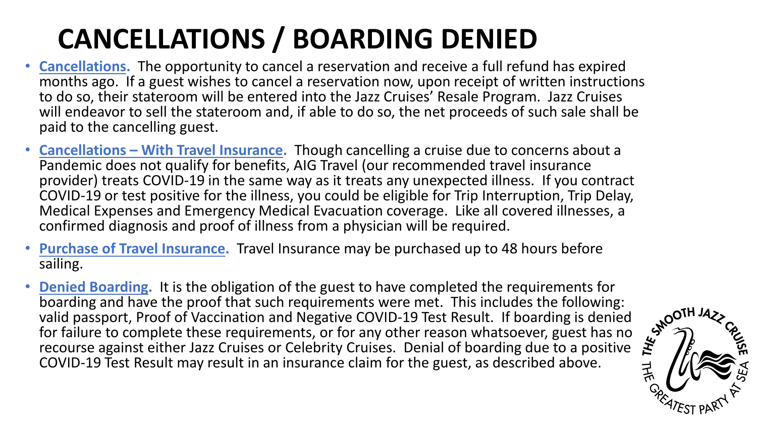# CANCELLATIONS / BOARDING DENIED

- **Cancellations.** The opportunity to cancel a reservation and receive a full refund has expired months ago. If a guest wishes to cancel a reservation now, upon receipt of written instructions to do so, their stateroom will be entered into the Jazz Cruises' Resale Program. Jazz Cruises will endeavor to sell the stateroom and, if able to do so, the net proceeds of such sale shall be paid to the cancelling guest.
- **Cancellations – With Travel Insurance.** Though cancelling a cruise due to concerns about a Pandemic does not qualify for benefits, AIG Travel (our recommended travel insurance provider) treats COVID-19 in the same way as it treats any unexpected illness. If you contract COVID-19 or test positive for the illness, you could be eligible for Trip Interruption, Trip Delay, Medical Expenses and Emergency Medical Evacuation coverage. Like all covered illnesses, a confirmed diagnosis and proof of illness from a physician will be required.
- **Purchase of Travel Insurance.** Travel Insurance may be purchased up to 48 hours before sailing.
- **Denied Boarding.** It is the obligation of the guest to have completed the requirements for boarding and have the proof that such requirements were met. This includes the following: valid passport, Proof of Vaccination and Negative COVID-19 Test Result. If boarding is denied for failure to complete these requirements, or for any other reason whatsoever, guest has no recourse against either Jazz Cruises or Celebrity Cruises. Denial of boarding due to a positive COVID-19 Test Result may result in an insurance claim for the guest, as described above.

THE SMOOTH JAZZ CRUISE
THE GREATEST PARTY AT SEA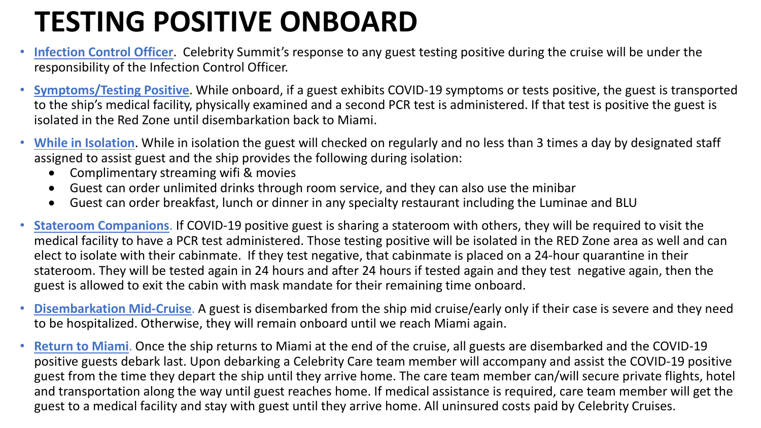# TESTING POSITIVE ONBOARD

- **Infection Control Officer**. Celebrity Summit's response to any guest testing positive during the cruise will be under the responsibility of the Infection Control Officer.
- **Symptoms/Testing Positive**. While onboard, if a guest exhibits COVID-19 symptoms or tests positive, the guest is transported to the ship's medical facility, physically examined and a second PCR test is administered. If that test is positive the guest is isolated in the Red Zone until disembarkation back to Miami.
- **While in Isolation**. While in isolation the guest will checked on regularly and no less than 3 times a day by designated staff assigned to assist guest and the ship provides the following during isolation:
  - Complimentary streaming wifi & movies
  - Guest can order unlimited drinks through room service, and they can also use the minibar
  - Guest can order breakfast, lunch or dinner in any specialty restaurant including the Luminae and BLU
- **Stateroom Companions**. If COVID-19 positive guest is sharing a stateroom with others, they will be required to visit the medical facility to have a PCR test administered. Those testing positive will be isolated in the RED Zone area as well and can elect to isolate with their cabinmate. If they test negative, that cabinmate is placed on a 24-hour quarantine in their stateroom. They will be tested again in 24 hours and after 24 hours if tested again and they test negative again, then the guest is allowed to exit the cabin with mask mandate for their remaining time onboard.
- **Disembarkation Mid-Cruise**. A guest is disembarked from the ship mid cruise/early only if their case is severe and they need to be hospitalized. Otherwise, they will remain onboard until we reach Miami again.
- **Return to Miami**. Once the ship returns to Miami at the end of the cruise, all guests are disembarked and the COVID-19 positive guests debark last. Upon debarking a Celebrity Care team member will accompany and assist the COVID-19 positive guest from the time they depart the ship until they arrive home. The care team member can/will secure private flights, hotel and transportation along the way until guest reaches home. If medical assistance is required, care team member will get the guest to a medical facility and stay with guest until they arrive home. All uninsured costs paid by Celebrity Cruises.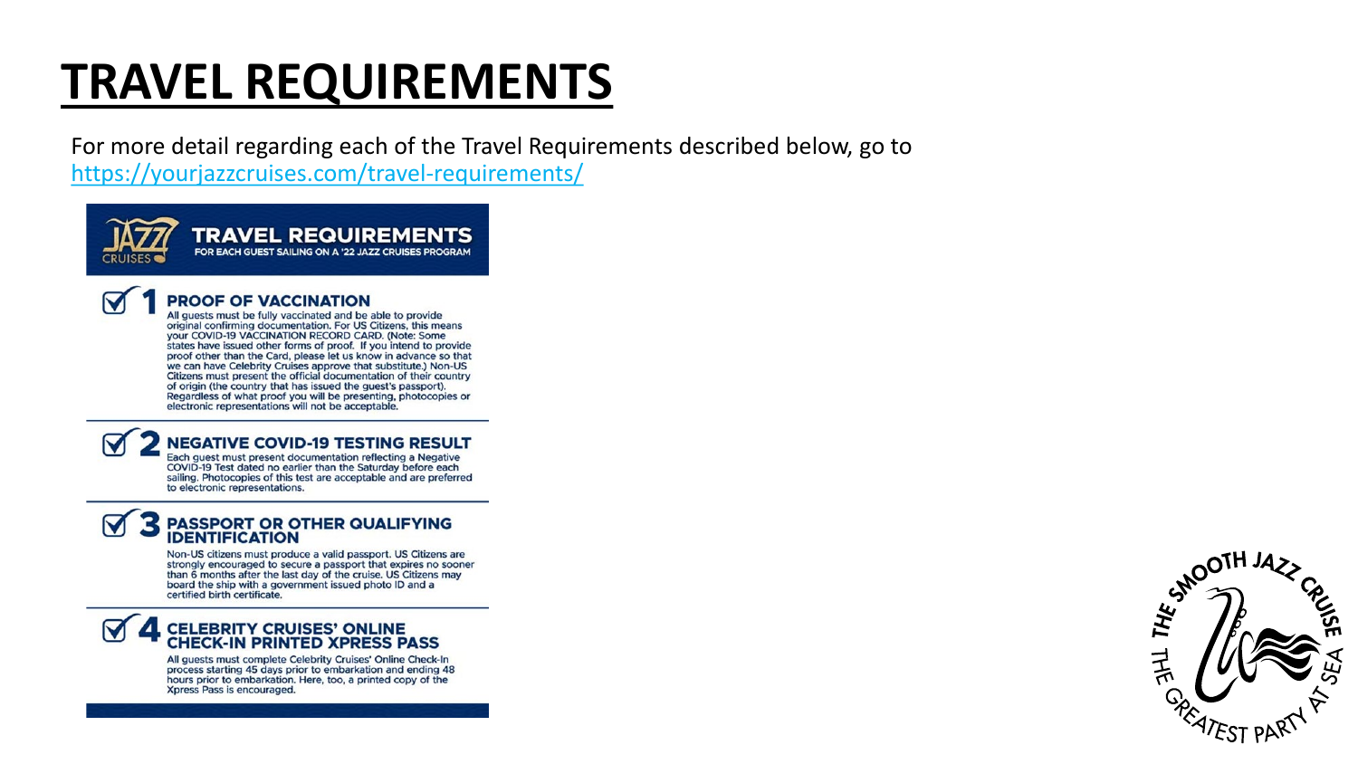# TRAVEL REQUIREMENTS

For more detail regarding each of the Travel Requirements described below, go to https://yourjazzcruises.com/travel-requirements/

## TRAVEL REQUIREMENTS
FOR EACH GUEST SAILING ON A '22 JAZZ CRUISES PROGRAM

### 1 PROOF OF VACCINATION

All guests must be fully vaccinated and be able to provide original confirming documentation. For US Citizens, this means your COVID-19 VACCINATION RECORD CARD. (Note: Some states have issued other forms of proof. If you intend to provide proof other than the Card, please let us know in advance so that we can have Celebrity Cruises approve that substitute.) Non-US Citizens must present the official documentation of their country of origin (the country that has issued the guest's passport). Regardless of what proof you will be presenting, photocopies or electronic representations will not be acceptable.

### 2 NEGATIVE COVID-19 TESTING RESULT

Each guest must present documentation reflecting a Negative COVID-19 Test dated no earlier than the Saturday before each sailing. Photocopies of this test are acceptable and are preferred to electronic representations.

### 3 PASSPORT OR OTHER QUALIFYING IDENTIFICATION

Non-US citizens must produce a valid passport. US Citizens are strongly encouraged to secure a passport that expires no sooner than 6 months after the last day of the cruise. US Citizens may board the ship with a government issued photo ID and a certified birth certificate.

### 4 CELEBRITY CRUISES' ONLINE CHECK-IN PRINTED XPRESS PASS

All guests must complete Celebrity Cruises' Online Check-In process starting 45 days prior to embarkation and ending 48 hours prior to embarkation. Here, too, a printed copy of the Xpress Pass is encouraged.

THE SMOOTH JAZZ CRUISE
THE GREATEST PARTY AT SEA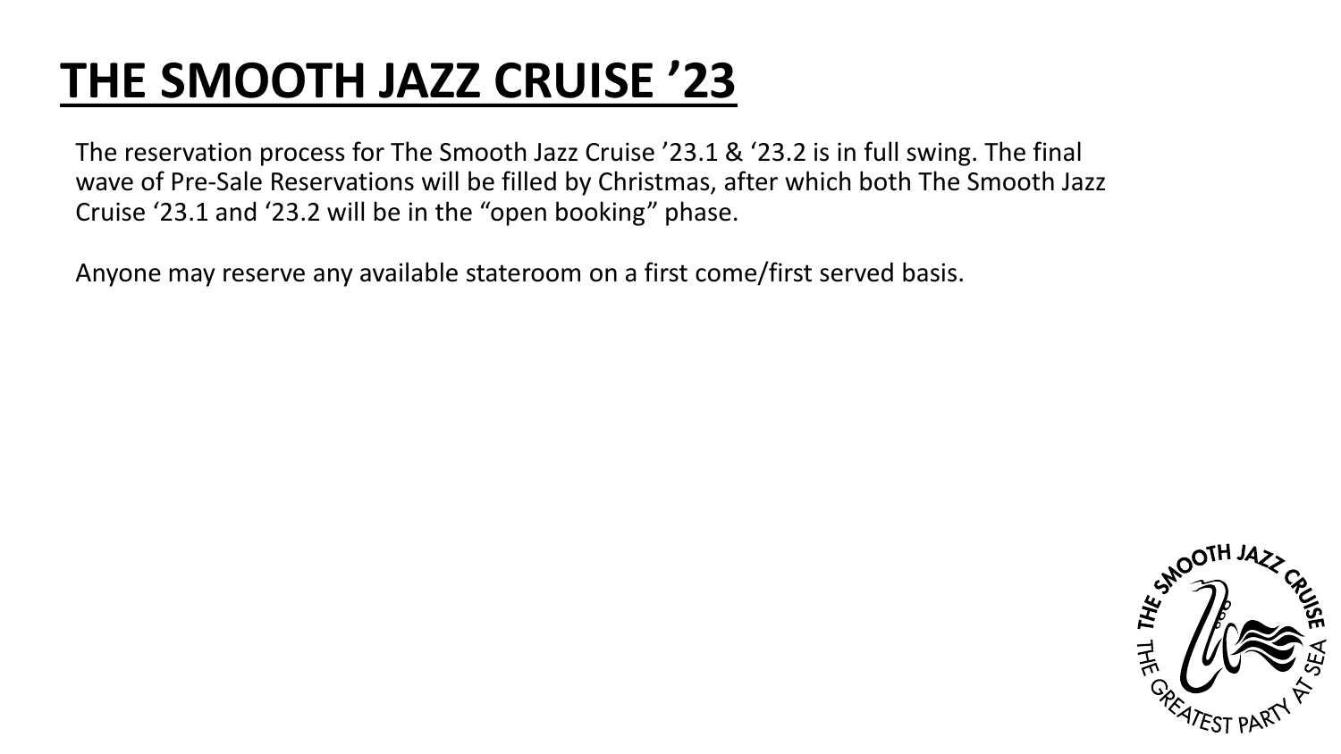# THE SMOOTH JAZZ CRUISE ’23

The reservation process for The Smooth Jazz Cruise ’23.1 & ‘23.2 is in full swing. The final wave of Pre-Sale Reservations will be filled by Christmas, after which both The Smooth Jazz Cruise ‘23.1 and ‘23.2 will be in the “open booking” phase.

Anyone may reserve any available stateroom on a first come/first served basis.